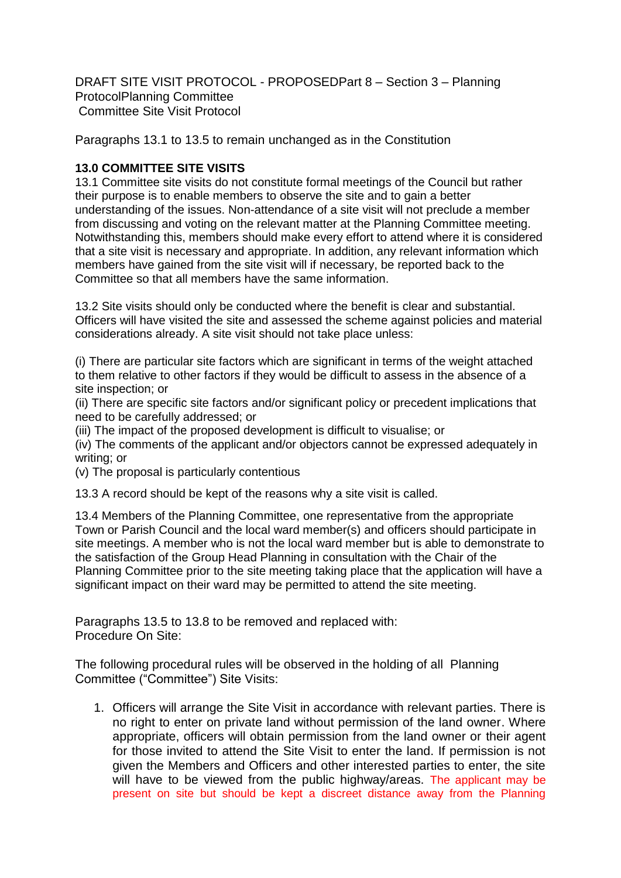DRAFT SITE VISIT PROTOCOL - PROPOSEDPart 8 – Section 3 – Planning ProtocolPlanning Committee
Committee Site Visit Protocol

Paragraphs 13.1 to 13.5 to remain unchanged as in the Constitution

**13.0 COMMITTEE SITE VISITS**

13.1 Committee site visits do not constitute formal meetings of the Council but rather their purpose is to enable members to observe the site and to gain a better understanding of the issues. Non-attendance of a site visit will not preclude a member from discussing and voting on the relevant matter at the Planning Committee meeting. Notwithstanding this, members should make every effort to attend where it is considered that a site visit is necessary and appropriate. In addition, any relevant information which members have gained from the site visit will if necessary, be reported back to the Committee so that all members have the same information.

13.2 Site visits should only be conducted where the benefit is clear and substantial. Officers will have visited the site and assessed the scheme against policies and material considerations already. A site visit should not take place unless:

(i) There are particular site factors which are significant in terms of the weight attached to them relative to other factors if they would be difficult to assess in the absence of a site inspection; or
(ii) There are specific site factors and/or significant policy or precedent implications that need to be carefully addressed; or
(iii) The impact of the proposed development is difficult to visualise; or
(iv) The comments of the applicant and/or objectors cannot be expressed adequately in writing; or
(v) The proposal is particularly contentious

13.3 A record should be kept of the reasons why a site visit is called.

13.4 Members of the Planning Committee, one representative from the appropriate Town or Parish Council and the local ward member(s) and officers should participate in site meetings. A member who is not the local ward member but is able to demonstrate to the satisfaction of the Group Head Planning in consultation with the Chair of the Planning Committee prior to the site meeting taking place that the application will have a significant impact on their ward may be permitted to attend the site meeting.

Paragraphs 13.5 to 13.8 to be removed and replaced with:
Procedure On Site:

The following procedural rules will be observed in the holding of all Planning Committee ("Committee") Site Visits:

1. Officers will arrange the Site Visit in accordance with relevant parties. There is no right to enter on private land without permission of the land owner. Where appropriate, officers will obtain permission from the land owner or their agent for those invited to attend the Site Visit to enter the land. If permission is not given the Members and Officers and other interested parties to enter, the site will have to be viewed from the public highway/areas. The applicant may be present on site but should be kept a discreet distance away from the Planning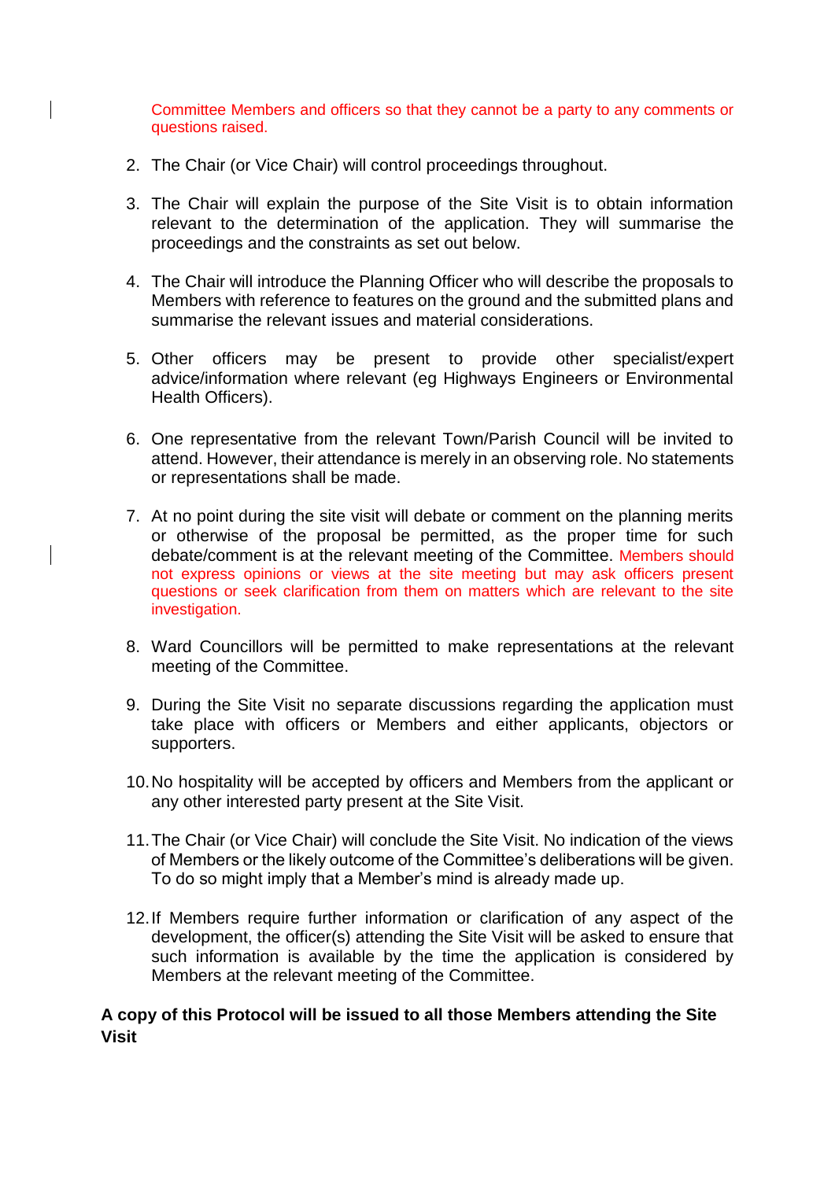Committee Members and officers so that they cannot be a party to any comments or questions raised.

2. The Chair (or Vice Chair) will control proceedings throughout.

3. The Chair will explain the purpose of the Site Visit is to obtain information relevant to the determination of the application. They will summarise the proceedings and the constraints as set out below.

4. The Chair will introduce the Planning Officer who will describe the proposals to Members with reference to features on the ground and the submitted plans and summarise the relevant issues and material considerations.

5. Other officers may be present to provide other specialist/expert advice/information where relevant (eg Highways Engineers or Environmental Health Officers).

6. One representative from the relevant Town/Parish Council will be invited to attend. However, their attendance is merely in an observing role. No statements or representations shall be made.

7. At no point during the site visit will debate or comment on the planning merits or otherwise of the proposal be permitted, as the proper time for such debate/comment is at the relevant meeting of the Committee. Members should not express opinions or views at the site meeting but may ask officers present questions or seek clarification from them on matters which are relevant to the site investigation.

8. Ward Councillors will be permitted to make representations at the relevant meeting of the Committee.

9. During the Site Visit no separate discussions regarding the application must take place with officers or Members and either applicants, objectors or supporters.

10. No hospitality will be accepted by officers and Members from the applicant or any other interested party present at the Site Visit.

11. The Chair (or Vice Chair) will conclude the Site Visit. No indication of the views of Members or the likely outcome of the Committee's deliberations will be given. To do so might imply that a Member's mind is already made up.

12. If Members require further information or clarification of any aspect of the development, the officer(s) attending the Site Visit will be asked to ensure that such information is available by the time the application is considered by Members at the relevant meeting of the Committee.

**A copy of this Protocol will be issued to all those Members attending the Site Visit**